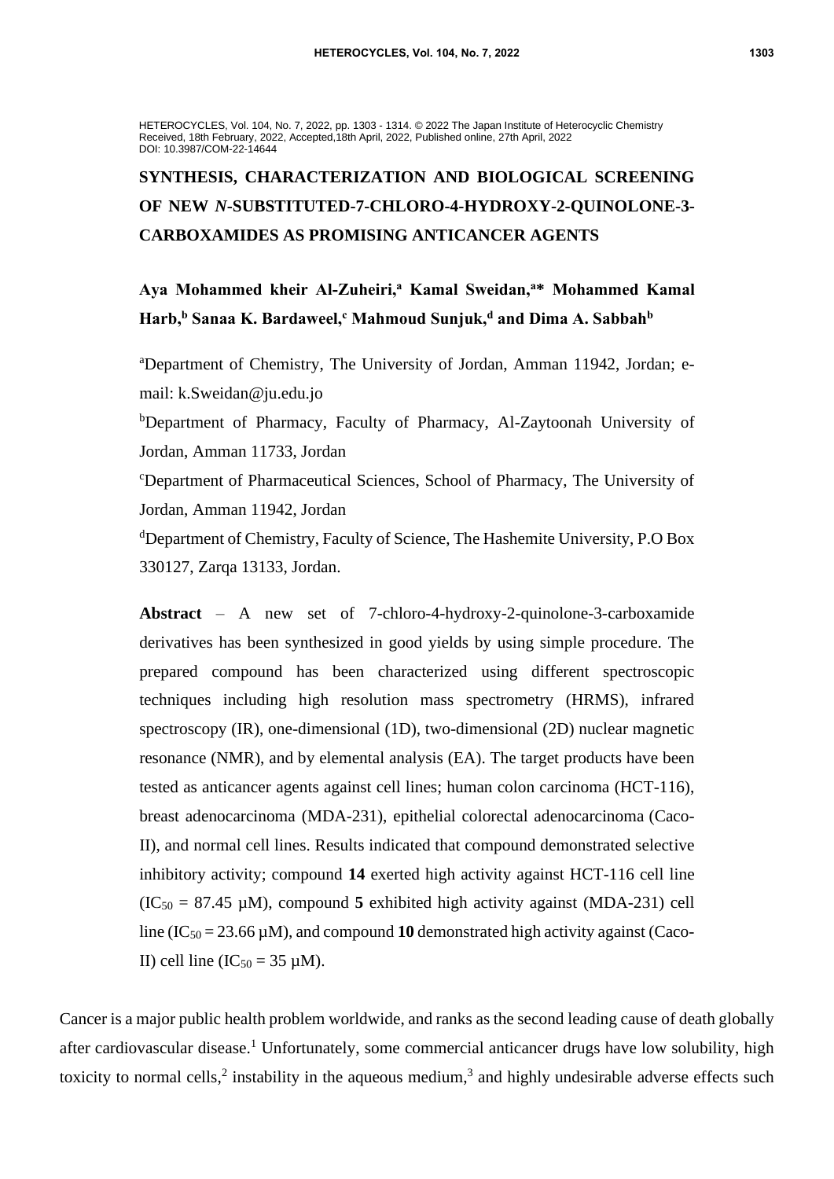HETEROCYCLES, Vol. 104, No. 7, 2022, pp. 1303 - 1314. © 2022 The Japan Institute of Heterocyclic Chemistry
Received, 18th February, 2022, Accepted,18th April, 2022, Published online, 27th April, 2022
DOI: 10.3987/COM-22-14644

# SYNTHESIS, CHARACTERIZATION AND BIOLOGICAL SCREENING OF NEW *N*-SUBSTITUTED-7-CHLORO-4-HYDROXY-2-QUINOLONE-3-CARBOXAMIDES AS PROMISING ANTICANCER AGENTS

**Aya Mohammed kheir Al-Zuheiri,[a] Kamal Sweidan,[a]* Mohammed Kamal Harb,[b] Sanaa K. Bardaweel,[c] Mahmoud Sunjuk,[d] and Dima A. Sabbah[b]**

[a]Department of Chemistry, The University of Jordan, Amman 11942, Jordan; e-mail: k.Sweidan@ju.edu.jo

[b]Department of Pharmacy, Faculty of Pharmacy, Al-Zaytoonah University of Jordan, Amman 11733, Jordan

[c]Department of Pharmaceutical Sciences, School of Pharmacy, The University of Jordan, Amman 11942, Jordan

[d]Department of Chemistry, Faculty of Science, The Hashemite University, P.O Box 330127, Zarqa 13133, Jordan.

**Abstract** – A new set of 7-chloro-4-hydroxy-2-quinolone-3-carboxamide derivatives has been synthesized in good yields by using simple procedure. The prepared compound has been characterized using different spectroscopic techniques including high resolution mass spectrometry (HRMS), infrared spectroscopy (IR), one-dimensional (1D), two-dimensional (2D) nuclear magnetic resonance (NMR), and by elemental analysis (EA). The target products have been tested as anticancer agents against cell lines; human colon carcinoma (HCT-116), breast adenocarcinoma (MDA-231), epithelial colorectal adenocarcinoma (Caco-II), and normal cell lines. Results indicated that compound demonstrated selective inhibitory activity; compound **14** exerted high activity against HCT-116 cell line ($IC_{50}$ = 87.45 µM), compound **5** exhibited high activity against (MDA-231) cell line ($IC_{50}$ = 23.66 µM), and compound **10** demonstrated high activity against (Caco-II) cell line ($IC_{50}$ = 35 µM).

Cancer is a major public health problem worldwide, and ranks as the second leading cause of death globally after cardiovascular disease.[1] Unfortunately, some commercial anticancer drugs have low solubility, high toxicity to normal cells,[2] instability in the aqueous medium,[3] and highly undesirable adverse effects such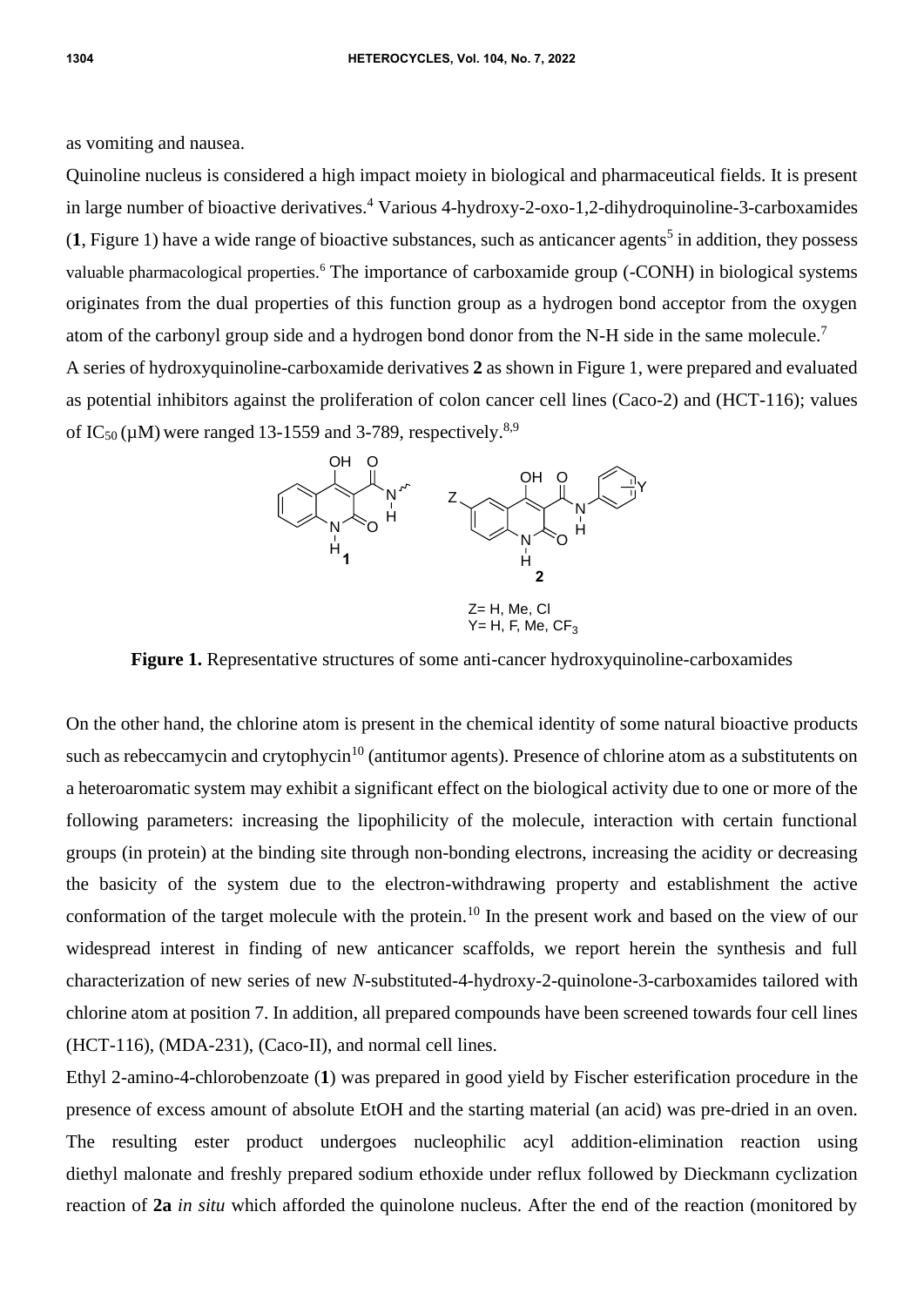as vomiting and nausea.

Quinoline nucleus is considered a high impact moiety in biological and pharmaceutical fields. It is present in large number of bioactive derivatives.[4] Various 4-hydroxy-2-oxo-1,2-dihydroquinoline-3-carboxamides (**1**, Figure 1) have a wide range of bioactive substances, such as anticancer agents[5] in addition, they possess valuable pharmacological properties.[6] The importance of carboxamide group (-CONH) in biological systems originates from the dual properties of this function group as a hydrogen bond acceptor from the oxygen atom of the carbonyl group side and a hydrogen bond donor from the N-H side in the same molecule.[7]

A series of hydroxyquinoline-carboxamide derivatives **2** as shown in Figure 1, were prepared and evaluated as potential inhibitors against the proliferation of colon cancer cell lines (Caco-2) and (HCT-116); values of $IC_{50}$ (μM) were ranged 13-1559 and 3-789, respectively.[8,9]

Z= H, Me, Cl
Y= H, F, Me, $CF_3$

**Figure 1.** Representative structures of some anti-cancer hydroxyquinoline-carboxamides

On the other hand, the chlorine atom is present in the chemical identity of some natural bioactive products such as rebeccamycin and crytophycin[10] (antitumor agents). Presence of chlorine atom as a substitutents on a heteroaromatic system may exhibit a significant effect on the biological activity due to one or more of the following parameters: increasing the lipophilicity of the molecule, interaction with certain functional groups (in protein) at the binding site through non-bonding electrons, increasing the acidity or decreasing the basicity of the system due to the electron-withdrawing property and establishment the active conformation of the target molecule with the protein.[10] In the present work and based on the view of our widespread interest in finding of new anticancer scaffolds, we report herein the synthesis and full characterization of new series of new *N*-substituted-4-hydroxy-2-quinolone-3-carboxamides tailored with chlorine atom at position 7. In addition, all prepared compounds have been screened towards four cell lines (HCT-116), (MDA-231), (Caco-II), and normal cell lines.

Ethyl 2-amino-4-chlorobenzoate (**1**) was prepared in good yield by Fischer esterification procedure in the presence of excess amount of absolute EtOH and the starting material (an acid) was pre-dried in an oven. The resulting ester product undergoes nucleophilic acyl addition-elimination reaction using diethyl malonate and freshly prepared sodium ethoxide under reflux followed by Dieckmann cyclization reaction of **2a** *in situ* which afforded the quinolone nucleus. After the end of the reaction (monitored by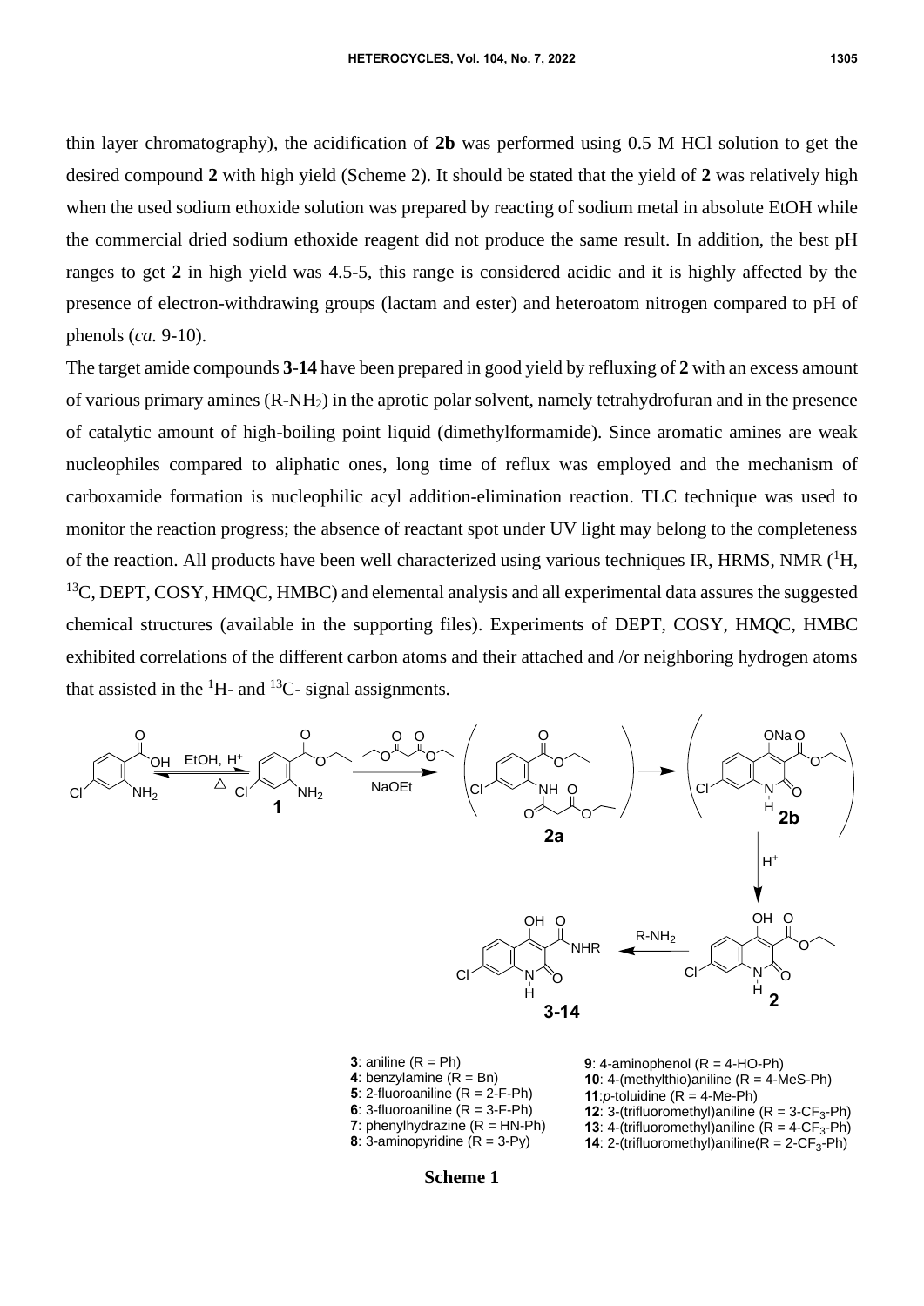thin layer chromatography), the acidification of **2b** was performed using 0.5 M HCl solution to get the desired compound **2** with high yield (Scheme 2). It should be stated that the yield of **2** was relatively high when the used sodium ethoxide solution was prepared by reacting of sodium metal in absolute EtOH while the commercial dried sodium ethoxide reagent did not produce the same result. In addition, the best pH ranges to get **2** in high yield was 4.5-5, this range is considered acidic and it is highly affected by the presence of electron-withdrawing groups (lactam and ester) and heteroatom nitrogen compared to pH of phenols (*ca.* 9-10).

The target amide compounds **3**-**14** have been prepared in good yield by refluxing of **2** with an excess amount of various primary amines ($R\text{-}NH_2$) in the aprotic polar solvent, namely tetrahydrofuran and in the presence of catalytic amount of high-boiling point liquid (dimethylformamide). Since aromatic amines are weak nucleophiles compared to aliphatic ones, long time of reflux was employed and the mechanism of carboxamide formation is nucleophilic acyl addition-elimination reaction. TLC technique was used to monitor the reaction progress; the absence of reactant spot under UV light may belong to the completeness of the reaction. All products have been well characterized using various techniques IR, HRMS, NMR ($^1$H, $^{13}$C, DEPT, COSY, HMQC, HMBC) and elemental analysis and all experimental data assures the suggested chemical structures (available in the supporting files). Experiments of DEPT, COSY, HMQC, HMBC exhibited correlations of the different carbon atoms and their attached and /or neighboring hydrogen atoms that assisted in the $^1$H- and $^{13}$C- signal assignments.

**3**: aniline (R = Ph)
**4**: benzylamine (R = Bn)
**5**: 2-fluoroaniline (R = 2-F-Ph)
**6**: 3-fluoroaniline (R = 3-F-Ph)
**7**: phenylhydrazine (R = HN-Ph)
**8**: 3-aminopyridine (R = 3-Py)
**9**: 4-aminophenol (R = 4-HO-Ph)
**10**: 4-(methylthio)aniline (R = 4-MeS-Ph)
**11**: *p*-toluidine (R = 4-Me-Ph)
**12**: 3-(trifluoromethyl)aniline (R = 3-$CF_3$-Ph)
**13**: 4-(trifluoromethyl)aniline (R = 4-$CF_3$-Ph)
**14**: 2-(trifluoromethyl)aniline (R = 2-$CF_3$-Ph)

**Scheme 1**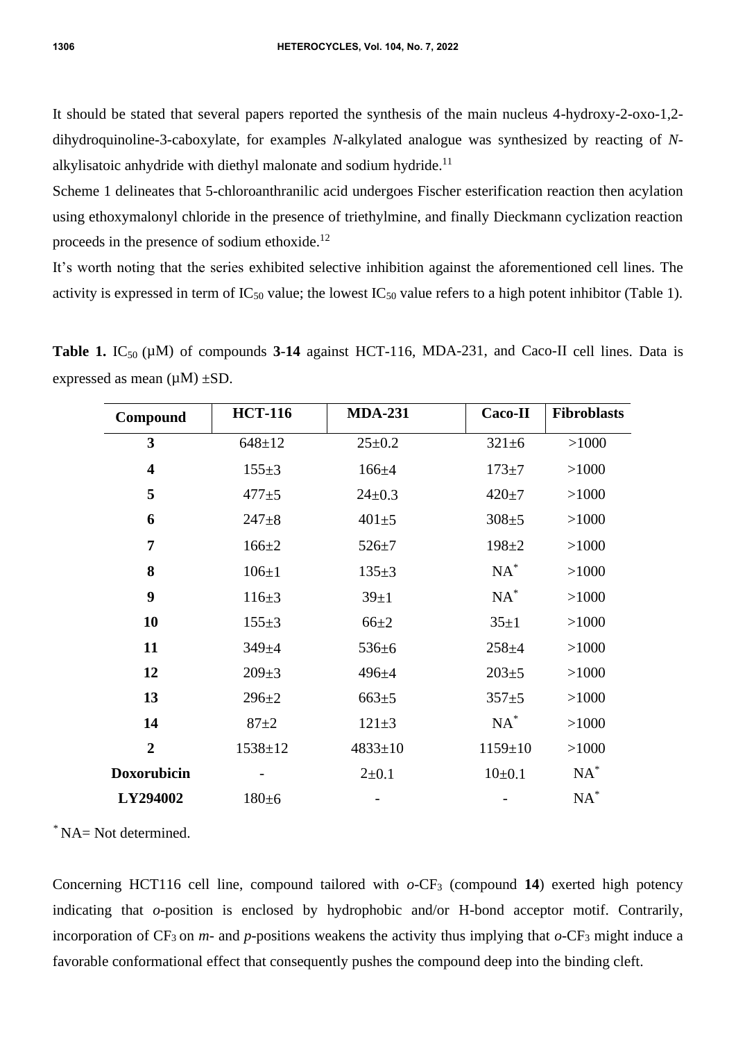It should be stated that several papers reported the synthesis of the main nucleus 4-hydroxy-2-oxo-1,2-dihydroquinoline-3-caboxylate, for examples *N*-alkylated analogue was synthesized by reacting of *N*-alkylisatoic anhydride with diethyl malonate and sodium hydride.[11]

Scheme 1 delineates that 5-chloroanthranilic acid undergoes Fischer esterification reaction then acylation using ethoxymalonyl chloride in the presence of triethylmine, and finally Dieckmann cyclization reaction proceeds in the presence of sodium ethoxide.[12]

It's worth noting that the series exhibited selective inhibition against the aforementioned cell lines. The activity is expressed in term of $IC_{50}$ value; the lowest $IC_{50}$ value refers to a high potent inhibitor (Table 1).

**Table 1.** $IC_{50}$ (μM) of compounds **3**-**14** against HCT-116, MDA-231, and Caco-II cell lines. Data is expressed as mean (μM) ±SD.

| Compound | HCT-116 | MDA-231 | Caco-II | Fibroblasts |
|---|---|---|---|---|
| **3** | 648±12 | 25±0.2 | 321±6 | >1000 |
| **4** | 155±3 | 166±4 | 173±7 | >1000 |
| **5** | 477±5 | 24±0.3 | 420±7 | >1000 |
| **6** | 247±8 | 401±5 | 308±5 | >1000 |
| **7** | 166±2 | 526±7 | 198±2 | >1000 |
| **8** | 106±1 | 135±3 | NA* | >1000 |
| **9** | 116±3 | 39±1 | NA* | >1000 |
| **10** | 155±3 | 66±2 | 35±1 | >1000 |
| **11** | 349±4 | 536±6 | 258±4 | >1000 |
| **12** | 209±3 | 496±4 | 203±5 | >1000 |
| **13** | 296±2 | 663±5 | 357±5 | >1000 |
| **14** | 87±2 | 121±3 | NA* | >1000 |
| **2** | 1538±12 | 4833±10 | 1159±10 | >1000 |
| **Doxorubicin** | - | 2±0.1 | 10±0.1 | NA* |
| **LY294002** | 180±6 | - | - | NA* |

* NA= Not determined.

Concerning HCT116 cell line, compound tailored with *o*-$CF_3$ (compound **14**) exerted high potency indicating that *o*-position is enclosed by hydrophobic and/or H-bond acceptor motif. Contrarily, incorporation of $CF_3$ on *m*- and *p*-positions weakens the activity thus implying that *o*-$CF_3$ might induce a favorable conformational effect that consequently pushes the compound deep into the binding cleft.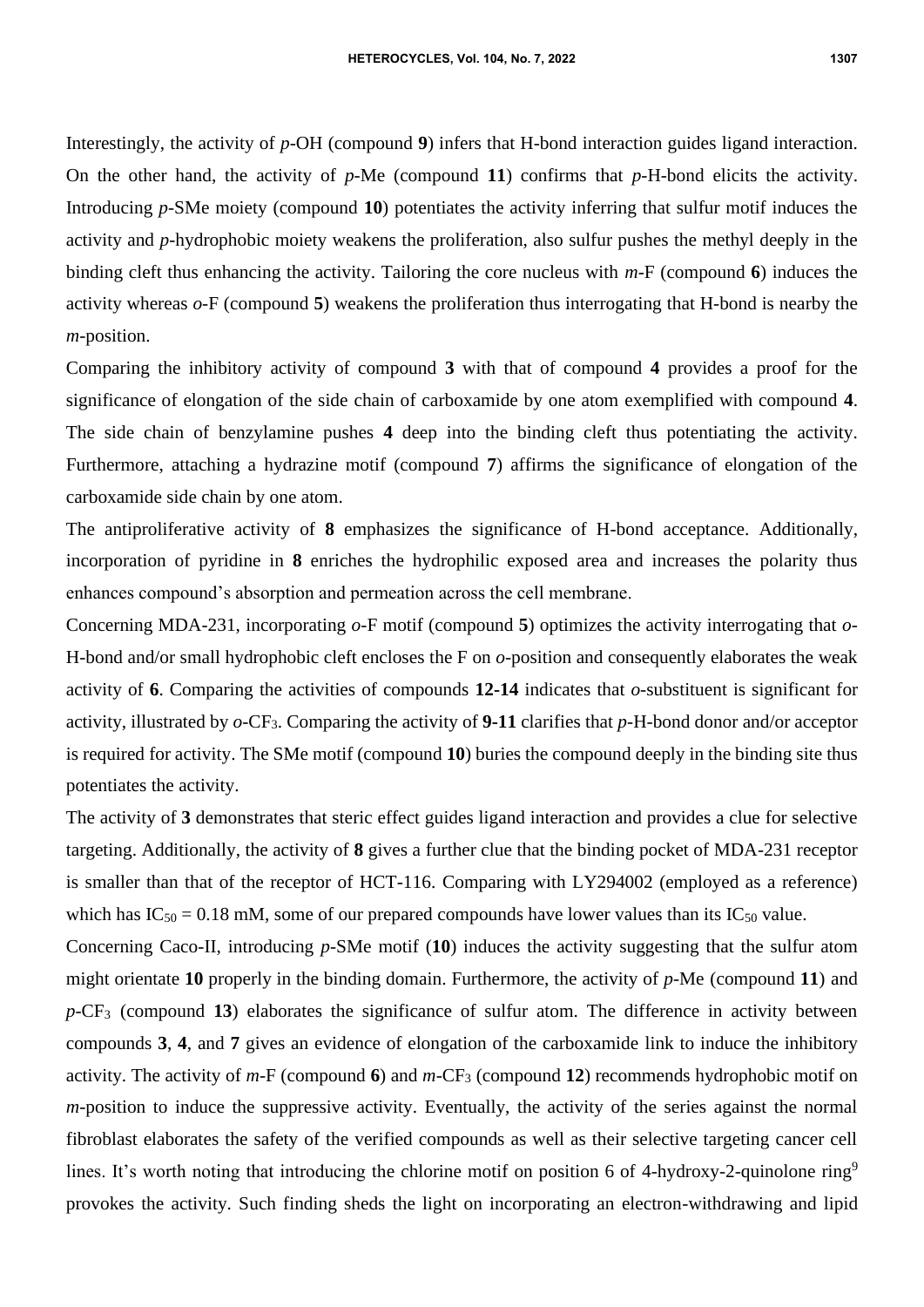Interestingly, the activity of *p*-OH (compound **9**) infers that H-bond interaction guides ligand interaction. On the other hand, the activity of *p*-Me (compound **11**) confirms that *p*-H-bond elicits the activity. Introducing *p*-SMe moiety (compound **10**) potentiates the activity inferring that sulfur motif induces the activity and *p*-hydrophobic moiety weakens the proliferation, also sulfur pushes the methyl deeply in the binding cleft thus enhancing the activity. Tailoring the core nucleus with *m*-F (compound **6**) induces the activity whereas *o*-F (compound **5**) weakens the proliferation thus interrogating that H-bond is nearby the *m*-position.

Comparing the inhibitory activity of compound **3** with that of compound **4** provides a proof for the significance of elongation of the side chain of carboxamide by one atom exemplified with compound **4**. The side chain of benzylamine pushes **4** deep into the binding cleft thus potentiating the activity. Furthermore, attaching a hydrazine motif (compound **7**) affirms the significance of elongation of the carboxamide side chain by one atom.

The antiproliferative activity of **8** emphasizes the significance of H-bond acceptance. Additionally, incorporation of pyridine in **8** enriches the hydrophilic exposed area and increases the polarity thus enhances compound's absorption and permeation across the cell membrane.

Concerning MDA-231, incorporating *o*-F motif (compound **5**) optimizes the activity interrogating that *o*-H-bond and/or small hydrophobic cleft encloses the F on *o*-position and consequently elaborates the weak activity of **6**. Comparing the activities of compounds **12-14** indicates that *o*-substituent is significant for activity, illustrated by *o*-$CF_3$. Comparing the activity of **9-11** clarifies that *p*-H-bond donor and/or acceptor is required for activity. The SMe motif (compound **10**) buries the compound deeply in the binding site thus potentiates the activity.

The activity of **3** demonstrates that steric effect guides ligand interaction and provides a clue for selective targeting. Additionally, the activity of **8** gives a further clue that the binding pocket of MDA-231 receptor is smaller than that of the receptor of HCT-116. Comparing with LY294002 (employed as a reference) which has $IC_{50}$ = 0.18 mM, some of our prepared compounds have lower values than its $IC_{50}$ value.

Concerning Caco-II, introducing *p*-SMe motif (**10**) induces the activity suggesting that the sulfur atom might orientate **10** properly in the binding domain. Furthermore, the activity of *p*-Me (compound **11**) and *p*-$CF_3$ (compound **13**) elaborates the significance of sulfur atom. The difference in activity between compounds **3**, **4**, and **7** gives an evidence of elongation of the carboxamide link to induce the inhibitory activity. The activity of *m*-F (compound **6**) and *m*-$CF_3$ (compound **12**) recommends hydrophobic motif on *m*-position to induce the suppressive activity. Eventually, the activity of the series against the normal fibroblast elaborates the safety of the verified compounds as well as their selective targeting cancer cell lines. It's worth noting that introducing the chlorine motif on position 6 of 4-hydroxy-2-quinolone ring[9] provokes the activity. Such finding sheds the light on incorporating an electron-withdrawing and lipid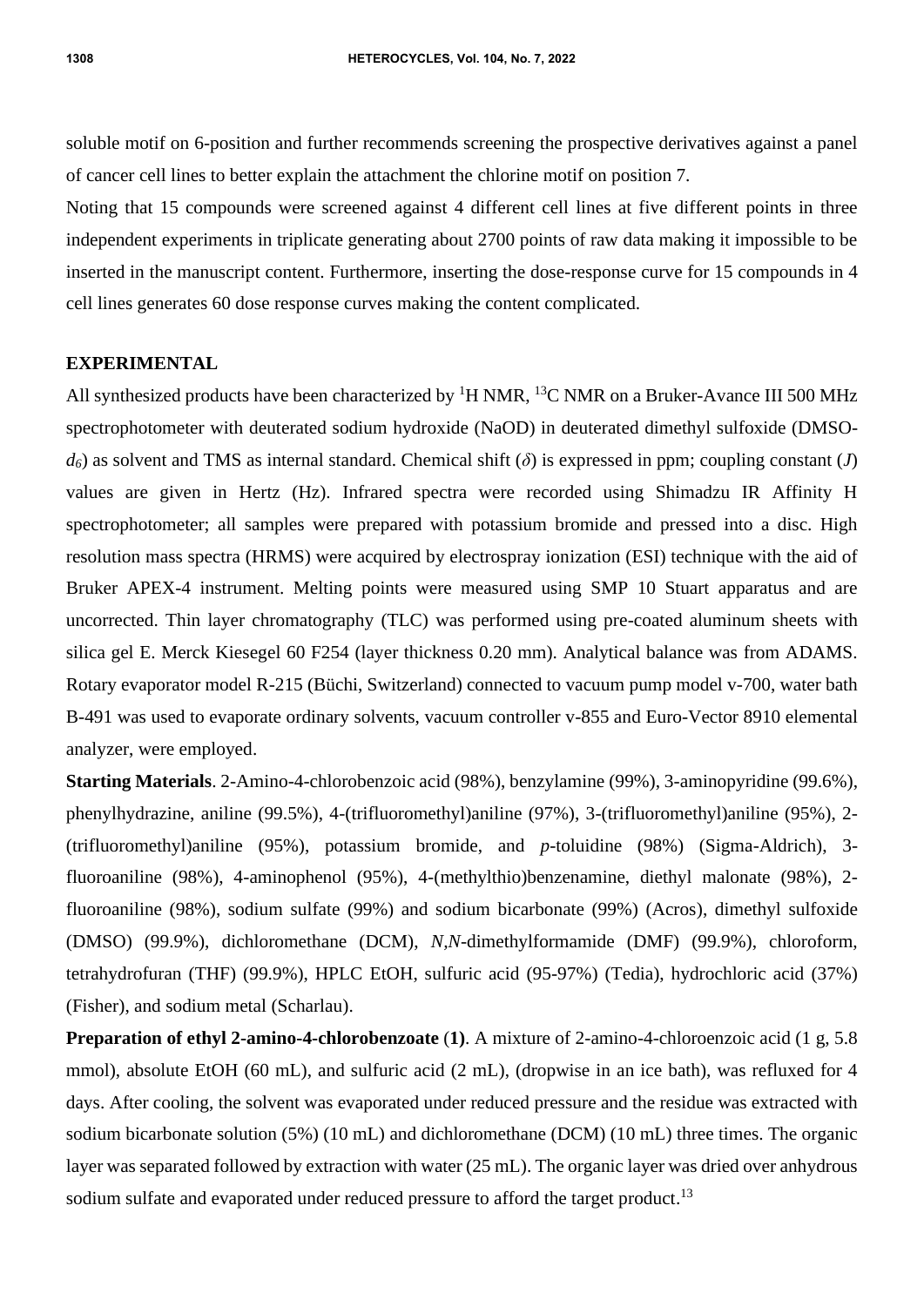soluble motif on 6-position and further recommends screening the prospective derivatives against a panel of cancer cell lines to better explain the attachment the chlorine motif on position 7.

Noting that 15 compounds were screened against 4 different cell lines at five different points in three independent experiments in triplicate generating about 2700 points of raw data making it impossible to be inserted in the manuscript content. Furthermore, inserting the dose-response curve for 15 compounds in 4 cell lines generates 60 dose response curves making the content complicated.

## EXPERIMENTAL

All synthesized products have been characterized by $^{1}$H NMR, $^{13}$C NMR on a Bruker-Avance III 500 MHz spectrophotometer with deuterated sodium hydroxide (NaOD) in deuterated dimethyl sulfoxide (DMSO-$d_6$) as solvent and TMS as internal standard. Chemical shift ($\delta$) is expressed in ppm; coupling constant ($J$) values are given in Hertz (Hz). Infrared spectra were recorded using Shimadzu IR Affinity H spectrophotometer; all samples were prepared with potassium bromide and pressed into a disc. High resolution mass spectra (HRMS) were acquired by electrospray ionization (ESI) technique with the aid of Bruker APEX-4 instrument. Melting points were measured using SMP 10 Stuart apparatus and are uncorrected. Thin layer chromatography (TLC) was performed using pre-coated aluminum sheets with silica gel E. Merck Kiesegel 60 F254 (layer thickness 0.20 mm). Analytical balance was from ADAMS. Rotary evaporator model R-215 (Büchi, Switzerland) connected to vacuum pump model v-700, water bath B-491 was used to evaporate ordinary solvents, vacuum controller v-855 and Euro-Vector 8910 elemental analyzer, were employed.

**Starting Materials**. 2-Amino-4-chlorobenzoic acid (98%), benzylamine (99%), 3-aminopyridine (99.6%), phenylhydrazine, aniline (99.5%), 4-(trifluoromethyl)aniline (97%), 3-(trifluoromethyl)aniline (95%), 2-(trifluoromethyl)aniline (95%), potassium bromide, and *p*-toluidine (98%) (Sigma-Aldrich), 3-fluoroaniline (98%), 4-aminophenol (95%), 4-(methylthio)benzenamine, diethyl malonate (98%), 2-fluoroaniline (98%), sodium sulfate (99%) and sodium bicarbonate (99%) (Acros), dimethyl sulfoxide (DMSO) (99.9%), dichloromethane (DCM), *N*,*N*-dimethylformamide (DMF) (99.9%), chloroform, tetrahydrofuran (THF) (99.9%), HPLC EtOH, sulfuric acid (95-97%) (Tedia), hydrochloric acid (37%) (Fisher), and sodium metal (Scharlau).

**Preparation of ethyl 2-amino-4-chlorobenzoate** (**1**). A mixture of 2-amino-4-chloroenzoic acid (1 g, 5.8 mmol), absolute EtOH (60 mL), and sulfuric acid (2 mL), (dropwise in an ice bath), was refluxed for 4 days. After cooling, the solvent was evaporated under reduced pressure and the residue was extracted with sodium bicarbonate solution (5%) (10 mL) and dichloromethane (DCM) (10 mL) three times. The organic layer was separated followed by extraction with water (25 mL). The organic layer was dried over anhydrous sodium sulfate and evaporated under reduced pressure to afford the target product.[13]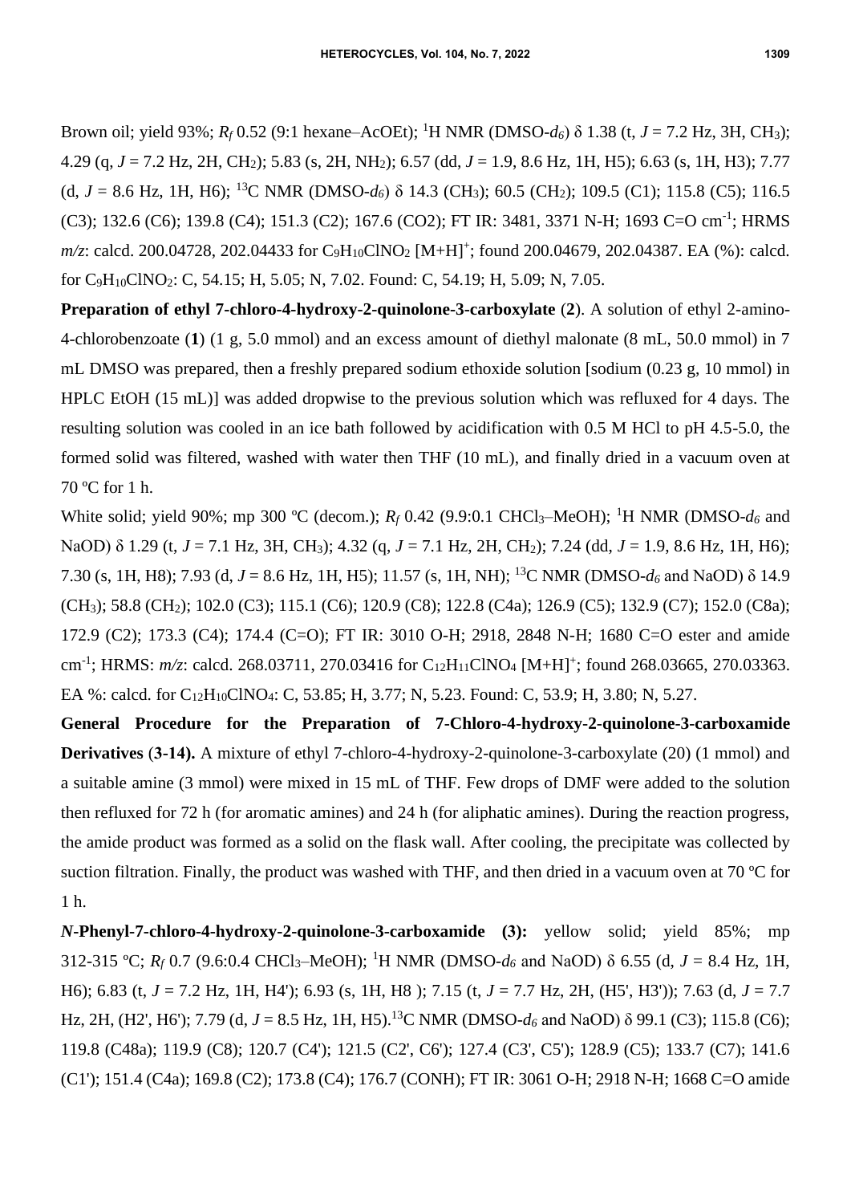Brown oil; yield 93%; $R_f$ 0.52 (9:1 hexane–AcOEt); $^1$H NMR (DMSO-$d_6$) δ 1.38 (t, $J$ = 7.2 Hz, 3H, $CH_3$); 4.29 (q, $J$ = 7.2 Hz, 2H, $CH_2$); 5.83 (s, 2H, $NH_2$); 6.57 (dd, $J$ = 1.9, 8.6 Hz, 1H, H5); 6.63 (s, 1H, H3); 7.77 (d, $J$ = 8.6 Hz, 1H, H6); $^{13}$C NMR (DMSO-$d_6$) δ 14.3 ($CH_3$); 60.5 ($CH_2$); 109.5 (C1); 115.8 (C5); 116.5 (C3); 132.6 (C6); 139.8 (C4); 151.3 (C2); 167.6 (CO2); FT IR: 3481, 3371 N-H; 1693 C=O cm$^{-1}$; HRMS *m/z*: calcd. 200.04728, 202.04433 for $C_9H_{10}ClNO_2$ [M+H]$^+$; found 200.04679, 202.04387. EA (%): calcd. for $C_9H_{10}ClNO_2$: C, 54.15; H, 5.05; N, 7.02. Found: C, 54.19; H, 5.09; N, 7.05.

**Preparation of ethyl 7-chloro-4-hydroxy-2-quinolone-3-carboxylate (2)**. A solution of ethyl 2-amino-4-chlorobenzoate (**1**) (1 g, 5.0 mmol) and an excess amount of diethyl malonate (8 mL, 50.0 mmol) in 7 mL DMSO was prepared, then a freshly prepared sodium ethoxide solution [sodium (0.23 g, 10 mmol) in HPLC EtOH (15 mL)] was added dropwise to the previous solution which was refluxed for 4 days. The resulting solution was cooled in an ice bath followed by acidification with 0.5 M HCl to pH 4.5-5.0, the formed solid was filtered, washed with water then THF (10 mL), and finally dried in a vacuum oven at 70 ºC for 1 h.

White solid; yield 90%; mp 300 ºC (decom.); $R_f$ 0.42 (9.9:0.1 $CHCl_3$–MeOH); $^1$H NMR (DMSO-$d_6$ and NaOD) δ 1.29 (t, $J$ = 7.1 Hz, 3H, $CH_3$); 4.32 (q, $J$ = 7.1 Hz, 2H, $CH_2$); 7.24 (dd, $J$ = 1.9, 8.6 Hz, 1H, H6); 7.30 (s, 1H, H8); 7.93 (d, $J$ = 8.6 Hz, 1H, H5); 11.57 (s, 1H, NH); $^{13}$C NMR (DMSO-$d_6$ and NaOD) δ 14.9 ($CH_3$); 58.8 ($CH_2$); 102.0 (C3); 115.1 (C6); 120.9 (C8); 122.8 (C4a); 126.9 (C5); 132.9 (C7); 152.0 (C8a); 172.9 (C2); 173.3 (C4); 174.4 (C=O); FT IR: 3010 O-H; 2918, 2848 N-H; 1680 C=O ester and amide cm$^{-1}$; HRMS: *m/z*: calcd. 268.03711, 270.03416 for $C_{12}H_{11}ClNO_4$ [M+H]$^+$; found 268.03665, 270.03363. EA %: calcd. for $C_{12}H_{10}ClNO_4$: C, 53.85; H, 3.77; N, 5.23. Found: C, 53.9; H, 3.80; N, 5.27.

**General Procedure for the Preparation of 7-Chloro-4-hydroxy-2-quinolone-3-carboxamide Derivatives (3-14).** A mixture of ethyl 7-chloro-4-hydroxy-2-quinolone-3-carboxylate (20) (1 mmol) and a suitable amine (3 mmol) were mixed in 15 mL of THF. Few drops of DMF were added to the solution then refluxed for 72 h (for aromatic amines) and 24 h (for aliphatic amines). During the reaction progress, the amide product was formed as a solid on the flask wall. After cooling, the precipitate was collected by suction filtration. Finally, the product was washed with THF, and then dried in a vacuum oven at 70 ºC for 1 h.

***N*-Phenyl-7-chloro-4-hydroxy-2-quinolone-3-carboxamide (3):** yellow solid; yield 85%; mp 312-315 ºC; $R_f$ 0.7 (9.6:0.4 $CHCl_3$–MeOH); $^1$H NMR (DMSO-$d_6$ and NaOD) δ 6.55 (d, $J$ = 8.4 Hz, 1H, H6); 6.83 (t, $J$ = 7.2 Hz, 1H, H4'); 6.93 (s, 1H, H8 ); 7.15 (t, $J$ = 7.7 Hz, 2H, (H5', H3')); 7.63 (d, $J$ = 7.7 Hz, 2H, (H2', H6'); 7.79 (d, $J$ = 8.5 Hz, 1H, H5).$^{13}$C NMR (DMSO-$d_6$ and NaOD) δ 99.1 (C3); 115.8 (C6); 119.8 (C48a); 119.9 (C8); 120.7 (C4'); 121.5 (C2', C6'); 127.4 (C3', C5'); 128.9 (C5); 133.7 (C7); 141.6 (C1'); 151.4 (C4a); 169.8 (C2); 173.8 (C4); 176.7 (CONH); FT IR: 3061 O-H; 2918 N-H; 1668 C=O amide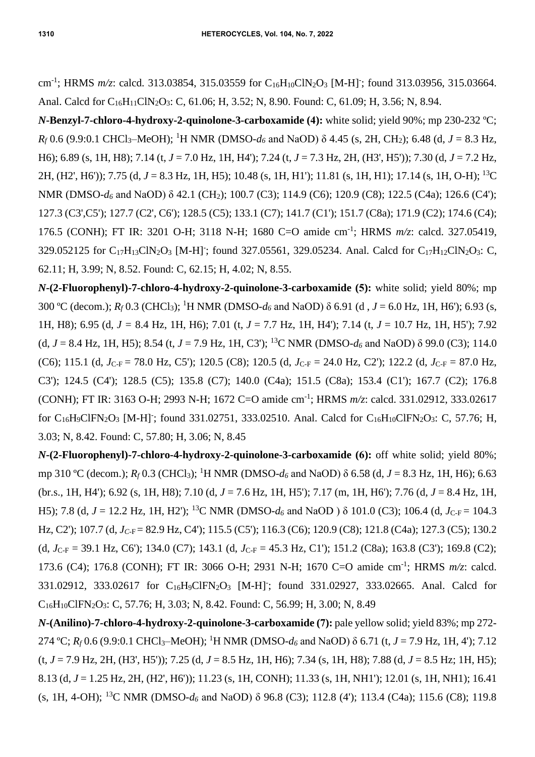cm$^{-1}$; HRMS *m/z*: calcd. 313.03854, 315.03559 for $C_{16}H_{10}ClN_2O_3$ [M-H]$^-$; found 313.03956, 315.03664. Anal. Calcd for $C_{16}H_{11}ClN_2O_3$: C, 61.06; H, 3.52; N, 8.90. Found: C, 61.09; H, 3.56; N, 8.94.

***N*-Benzyl-7-chloro-4-hydroxy-2-quinolone-3-carboxamide (4):** white solid; yield 90%; mp 230-232 ºC; $R_f$ 0.6 (9.9:0.1 $CHCl_3$–MeOH); $^1$H NMR (DMSO-$d_6$ and NaOD) δ 4.45 (s, 2H, $CH_2$); 6.48 (d, $J$ = 8.3 Hz, H6); 6.89 (s, 1H, H8); 7.14 (t, $J$ = 7.0 Hz, 1H, H4'); 7.24 (t, $J$ = 7.3 Hz, 2H, (H3', H5')); 7.30 (d, $J$ = 7.2 Hz, 2H, (H2', H6')); 7.75 (d, $J$ = 8.3 Hz, 1H, H5); 10.48 (s, 1H, H1'); 11.81 (s, 1H, H1); 17.14 (s, 1H, O-H); $^{13}$C NMR (DMSO-$d_6$ and NaOD) δ 42.1 ($CH_2$); 100.7 (C3); 114.9 (C6); 120.9 (C8); 122.5 (C4a); 126.6 (C4'); 127.3 (C3',C5'); 127.7 (C2', C6'); 128.5 (C5); 133.1 (C7); 141.7 (C1'); 151.7 (C8a); 171.9 (C2); 174.6 (C4); 176.5 (CONH); FT IR: 3201 O-H; 3118 N-H; 1680 C=O amide cm$^{-1}$; HRMS *m/z*: calcd. 327.05419, 329.052125 for $C_{17}H_{13}ClN_2O_3$ [M-H]$^-$; found 327.05561, 329.05234. Anal. Calcd for $C_{17}H_{12}ClN_2O_3$: C, 62.11; H, 3.99; N, 8.52. Found: C, 62.15; H, 4.02; N, 8.55.

***N*-(2-Fluorophenyl)-7-chloro-4-hydroxy-2-quinolone-3-carboxamide (5):** white solid; yield 80%; mp 300 ºC (decom.); $R_f$ 0.3 ($CHCl_3$); $^1$H NMR (DMSO-$d_6$ and NaOD) δ 6.91 (d , $J$ = 6.0 Hz, 1H, H6'); 6.93 (s, 1H, H8); 6.95 (d, $J$ = 8.4 Hz, 1H, H6); 7.01 (t, $J$ = 7.7 Hz, 1H, H4'); 7.14 (t, $J$ = 10.7 Hz, 1H, H5'); 7.92 (d, $J$ = 8.4 Hz, 1H, H5); 8.54 (t, $J$ = 7.9 Hz, 1H, C3'); $^{13}$C NMR (DMSO-$d_6$ and NaOD) δ 99.0 (C3); 114.0 (C6); 115.1 (d, $J_{C\text{-}F}$ = 78.0 Hz, C5'); 120.5 (C8); 120.5 (d, $J_{C\text{-}F}$ = 24.0 Hz, C2'); 122.2 (d, $J_{C\text{-}F}$ = 87.0 Hz, C3'); 124.5 (C4'); 128.5 (C5); 135.8 (C7); 140.0 (C4a); 151.5 (C8a); 153.4 (C1'); 167.7 (C2); 176.8 (CONH); FT IR: 3163 O-H; 2993 N-H; 1672 C=O amide cm$^{-1}$; HRMS *m/z*: calcd. 331.02912, 333.02617 for $C_{16}H_9ClFN_2O_3$ [M-H]$^-$; found 331.02751, 333.02510. Anal. Calcd for $C_{16}H_{10}ClFN_2O_3$: C, 57.76; H, 3.03; N, 8.42. Found: C, 57.80; H, 3.06; N, 8.45

***N*-(2-Fluorophenyl)-7-chloro-4-hydroxy-2-quinolone-3-carboxamide (6):** off white solid; yield 80%; mp 310 ºC (decom.); $R_f$ 0.3 ($CHCl_3$); $^1$H NMR (DMSO-$d_6$ and NaOD) δ 6.58 (d, $J$ = 8.3 Hz, 1H, H6); 6.63 (br.s., 1H, H4'); 6.92 (s, 1H, H8); 7.10 (d, $J$ = 7.6 Hz, 1H, H5'); 7.17 (m, 1H, H6'); 7.76 (d, $J$ = 8.4 Hz, 1H, H5); 7.8 (d, $J$ = 12.2 Hz, 1H, H2'); $^{13}$C NMR (DMSO-$d_6$ and NaOD ) δ 101.0 (C3); 106.4 (d, $J_{C\text{-}F}$ = 104.3 Hz, C2'); 107.7 (d, $J_{C\text{-}F}$ = 82.9 Hz, C4'); 115.5 (C5'); 116.3 (C6); 120.9 (C8); 121.8 (C4a); 127.3 (C5); 130.2 (d, $J_{C\text{-}F}$ = 39.1 Hz, C6'); 134.0 (C7); 143.1 (d, $J_{C\text{-}F}$ = 45.3 Hz, C1'); 151.2 (C8a); 163.8 (C3'); 169.8 (C2); 173.6 (C4); 176.8 (CONH); FT IR: 3066 O-H; 2931 N-H; 1670 C=O amide cm$^{-1}$; HRMS *m/z*: calcd. 331.02912, 333.02617 for $C_{16}H_9ClFN_2O_3$ [M-H]$^-$; found 331.02927, 333.02665. Anal. Calcd for $C_{16}H_{10}ClFN_2O_3$: C, 57.76; H, 3.03; N, 8.42. Found: C, 56.99; H, 3.00; N, 8.49

***N*-(Anilino)-7-chloro-4-hydroxy-2-quinolone-3-carboxamide (7):** pale yellow solid; yield 83%; mp 272-274 ºC; $R_f$ 0.6 (9.9:0.1 $CHCl_3$–MeOH); $^1$H NMR (DMSO-$d_6$ and NaOD) δ 6.71 (t, $J$ = 7.9 Hz, 1H, 4'); 7.12 (t, $J$ = 7.9 Hz, 2H, (H3', H5')); 7.25 (d, $J$ = 8.5 Hz, 1H, H6); 7.34 (s, 1H, H8); 7.88 (d, $J$ = 8.5 Hz; 1H, H5); 8.13 (d, $J$ = 1.25 Hz, 2H, (H2', H6')); 11.23 (s, 1H, CONH); 11.33 (s, 1H, NH1'); 12.01 (s, 1H, NH1); 16.41 (s, 1H, 4-OH); $^{13}$C NMR (DMSO-$d_6$ and NaOD) δ 96.8 (C3); 112.8 (4'); 113.4 (C4a); 115.6 (C8); 119.8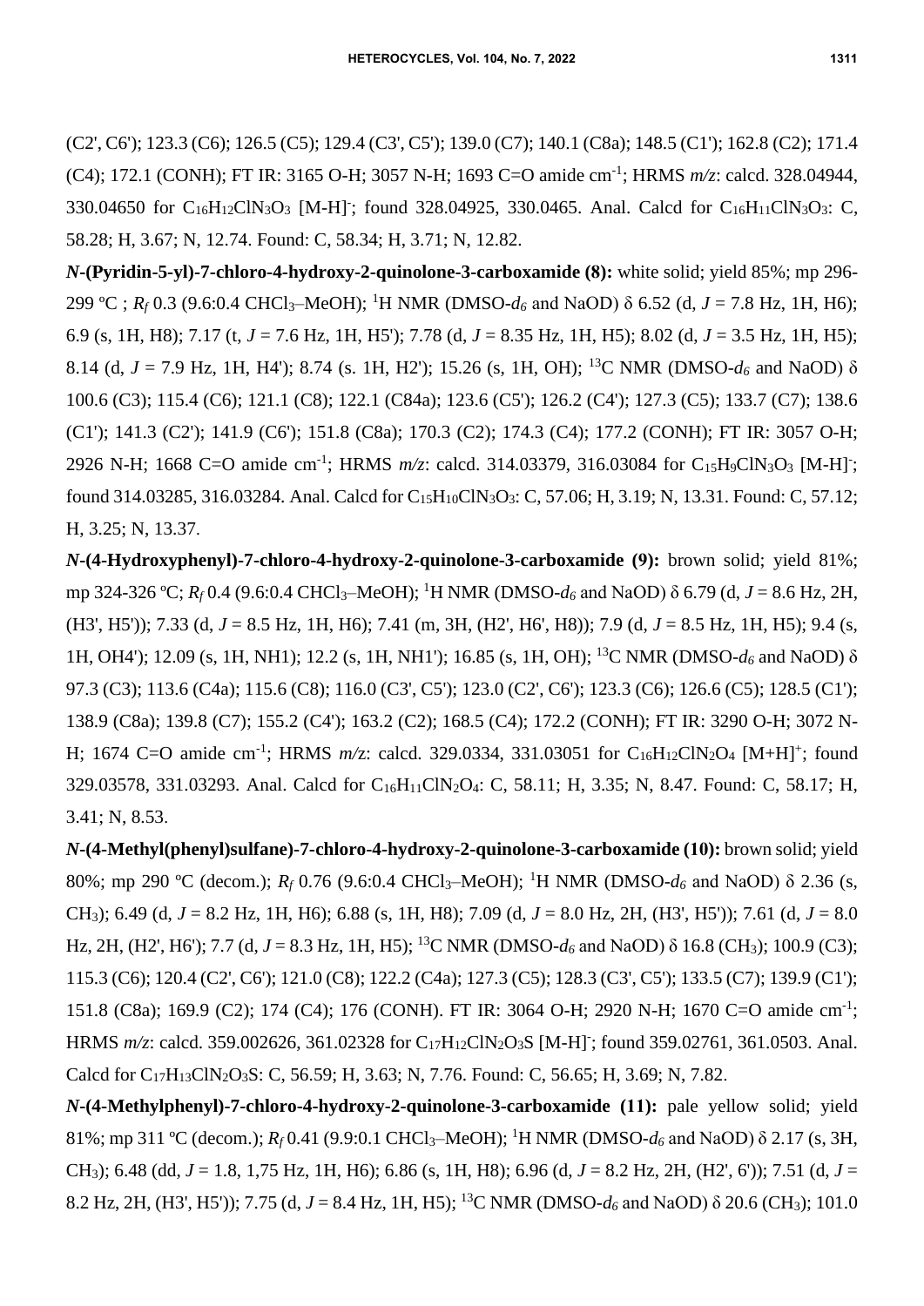(C2', C6'); 123.3 (C6); 126.5 (C5); 129.4 (C3', C5'); 139.0 (C7); 140.1 (C8a); 148.5 (C1'); 162.8 (C2); 171.4 (C4); 172.1 (CONH); FT IR: 3165 O-H; 3057 N-H; 1693 C=O amide cm$^{-1}$; HRMS *m/z*: calcd. 328.04944, 330.04650 for $C_{16}H_{12}ClN_3O_3$ $[M-H]^-$; found 328.04925, 330.0465. Anal. Calcd for $C_{16}H_{11}ClN_3O_3$: C, 58.28; H, 3.67; N, 12.74. Found: C, 58.34; H, 3.71; N, 12.82.

***N*-(Pyridin-5-yl)-7-chloro-4-hydroxy-2-quinolone-3-carboxamide (8):** white solid; yield 85%; mp 296-299 ºC ; $R_f$ 0.3 (9.6:0.4 $CHCl_3$–MeOH); $^1$H NMR (DMSO-$d_6$ and NaOD) δ 6.52 (d, *J* = 7.8 Hz, 1H, H6); 6.9 (s, 1H, H8); 7.17 (t, *J* = 7.6 Hz, 1H, H5'); 7.78 (d, *J* = 8.35 Hz, 1H, H5); 8.02 (d, *J* = 3.5 Hz, 1H, H5); 8.14 (d, *J* = 7.9 Hz, 1H, H4'); 8.74 (s. 1H, H2'); 15.26 (s, 1H, OH); $^{13}$C NMR (DMSO-$d_6$ and NaOD) δ 100.6 (C3); 115.4 (C6); 121.1 (C8); 122.1 (C84a); 123.6 (C5'); 126.2 (C4'); 127.3 (C5); 133.7 (C7); 138.6 (C1'); 141.3 (C2'); 141.9 (C6'); 151.8 (C8a); 170.3 (C2); 174.3 (C4); 177.2 (CONH); FT IR: 3057 O-H; 2926 N-H; 1668 C=O amide cm$^{-1}$; HRMS *m/z*: calcd. 314.03379, 316.03084 for $C_{15}H_9ClN_3O_3$ $[M-H]^-$; found 314.03285, 316.03284. Anal. Calcd for $C_{15}H_{10}ClN_3O_3$: C, 57.06; H, 3.19; N, 13.31. Found: C, 57.12; H, 3.25; N, 13.37.

***N*-(4-Hydroxyphenyl)-7-chloro-4-hydroxy-2-quinolone-3-carboxamide (9):** brown solid; yield 81%; mp 324-326 ºC; $R_f$ 0.4 (9.6:0.4 $CHCl_3$–MeOH); $^1$H NMR (DMSO-$d_6$ and NaOD) δ 6.79 (d, *J* = 8.6 Hz, 2H, (H3', H5')); 7.33 (d, *J* = 8.5 Hz, 1H, H6); 7.41 (m, 3H, (H2', H6', H8)); 7.9 (d, *J* = 8.5 Hz, 1H, H5); 9.4 (s, 1H, OH4'); 12.09 (s, 1H, NH1); 12.2 (s, 1H, NH1'); 16.85 (s, 1H, OH); $^{13}$C NMR (DMSO-$d_6$ and NaOD) δ 97.3 (C3); 113.6 (C4a); 115.6 (C8); 116.0 (C3', C5'); 123.0 (C2', C6'); 123.3 (C6); 126.6 (C5); 128.5 (C1'); 138.9 (C8a); 139.8 (C7); 155.2 (C4'); 163.2 (C2); 168.5 (C4); 172.2 (CONH); FT IR: 3290 O-H; 3072 N-H; 1674 C=O amide cm$^{-1}$; HRMS *m/z*: calcd. 329.0334, 331.03051 for $C_{16}H_{12}ClN_2O_4$ $[M+H]^+$; found 329.03578, 331.03293. Anal. Calcd for $C_{16}H_{11}ClN_2O_4$: C, 58.11; H, 3.35; N, 8.47. Found: C, 58.17; H, 3.41; N, 8.53.

***N*-(4-Methyl(phenyl)sulfane)-7-chloro-4-hydroxy-2-quinolone-3-carboxamide (10):** brown solid; yield 80%; mp 290 ºC (decom.); $R_f$ 0.76 (9.6:0.4 $CHCl_3$–MeOH); $^1$H NMR (DMSO-$d_6$ and NaOD) δ 2.36 (s, $CH_3$); 6.49 (d, *J* = 8.2 Hz, 1H, H6); 6.88 (s, 1H, H8); 7.09 (d, *J* = 8.0 Hz, 2H, (H3', H5')); 7.61 (d, *J* = 8.0 Hz, 2H, (H2', H6'); 7.7 (d, *J* = 8.3 Hz, 1H, H5); $^{13}$C NMR (DMSO-$d_6$ and NaOD) δ 16.8 ($CH_3$); 100.9 (C3); 115.3 (C6); 120.4 (C2', C6'); 121.0 (C8); 122.2 (C4a); 127.3 (C5); 128.3 (C3', C5'); 133.5 (C7); 139.9 (C1'); 151.8 (C8a); 169.9 (C2); 174 (C4); 176 (CONH). FT IR: 3064 O-H; 2920 N-H; 1670 C=O amide cm$^{-1}$; HRMS *m/z*: calcd. 359.002626, 361.02328 for $C_{17}H_{12}ClN_2O_3S$ $[M-H]^-$; found 359.02761, 361.0503. Anal. Calcd for $C_{17}H_{13}ClN_2O_3S$: C, 56.59; H, 3.63; N, 7.76. Found: C, 56.65; H, 3.69; N, 7.82.

***N*-(4-Methylphenyl)-7-chloro-4-hydroxy-2-quinolone-3-carboxamide (11):** pale yellow solid; yield 81%; mp 311 ºC (decom.); $R_f$ 0.41 (9.9:0.1 $CHCl_3$–MeOH); $^1$H NMR (DMSO-$d_6$ and NaOD) δ 2.17 (s, 3H, $CH_3$); 6.48 (dd, *J* = 1.8, 1,75 Hz, 1H, H6); 6.86 (s, 1H, H8); 6.96 (d, *J* = 8.2 Hz, 2H, (H2', 6')); 7.51 (d, *J* = 8.2 Hz, 2H, (H3', H5')); 7.75 (d, *J* = 8.4 Hz, 1H, H5); $^{13}$C NMR (DMSO-$d_6$ and NaOD) δ 20.6 ($CH_3$); 101.0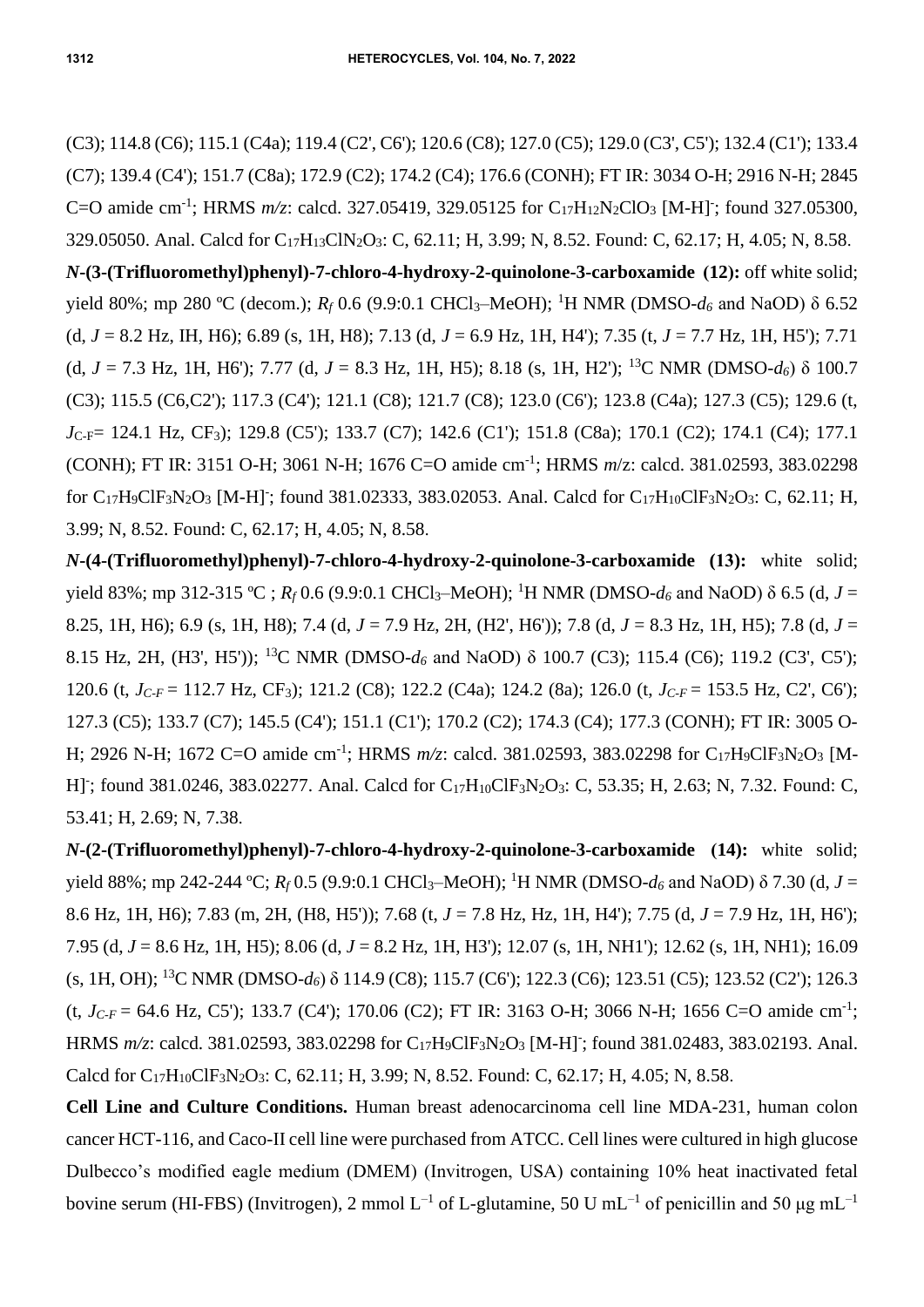(C3); 114.8 (C6); 115.1 (C4a); 119.4 (C2', C6'); 120.6 (C8); 127.0 (C5); 129.0 (C3', C5'); 132.4 (C1'); 133.4 (C7); 139.4 (C4'); 151.7 (C8a); 172.9 (C2); 174.2 (C4); 176.6 (CONH); FT IR: 3034 O-H; 2916 N-H; 2845 C=O amide cm$^{-1}$; HRMS *m/z*: calcd. 327.05419, 329.05125 for $C_{17}H_{12}N_2ClO_3$ [M-H]$^-$; found 327.05300, 329.05050. Anal. Calcd for $C_{17}H_{13}ClN_2O_3$: C, 62.11; H, 3.99; N, 8.52. Found: C, 62.17; H, 4.05; N, 8.58.

***N*-(3-(Trifluoromethyl)phenyl)-7-chloro-4-hydroxy-2-quinolone-3-carboxamide (12):** off white solid; yield 80%; mp 280 ºC (decom.); $R_f$ 0.6 (9.9:0.1 $CHCl_3$–MeOH); $^1$H NMR (DMSO-$d_6$ and NaOD) δ 6.52 (d, *J* = 8.2 Hz, IH, H6); 6.89 (s, 1H, H8); 7.13 (d, *J* = 6.9 Hz, 1H, H4'); 7.35 (t, *J* = 7.7 Hz, 1H, H5'); 7.71 (d, *J* = 7.3 Hz, 1H, H6'); 7.77 (d, *J* = 8.3 Hz, 1H, H5); 8.18 (s, 1H, H2'); $^{13}$C NMR (DMSO-$d_6$) δ 100.7 (C3); 115.5 (C6,C2'); 117.3 (C4'); 121.1 (C8); 121.7 (C8); 123.0 (C6'); 123.8 (C4a); 127.3 (C5); 129.6 (t, $J_{C\text{-}F}$= 124.1 Hz, $CF_3$); 129.8 (C5'); 133.7 (C7); 142.6 (C1'); 151.8 (C8a); 170.1 (C2); 174.1 (C4); 177.1 (CONH); FT IR: 3151 O-H; 3061 N-H; 1676 C=O amide cm$^{-1}$; HRMS *m*/z: calcd. 381.02593, 383.02298 for $C_{17}H_9ClF_3N_2O_3$ [M-H]$^-$; found 381.02333, 383.02053. Anal. Calcd for $C_{17}H_{10}ClF_3N_2O_3$: C, 62.11; H, 3.99; N, 8.52. Found: C, 62.17; H, 4.05; N, 8.58.

***N*-(4-(Trifluoromethyl)phenyl)-7-chloro-4-hydroxy-2-quinolone-3-carboxamide (13):** white solid; yield 83%; mp 312-315 ºC ; $R_f$ 0.6 (9.9:0.1 $CHCl_3$–MeOH); $^1$H NMR (DMSO-$d_6$ and NaOD) δ 6.5 (d, *J* = 8.25, 1H, H6); 6.9 (s, 1H, H8); 7.4 (d, *J* = 7.9 Hz, 2H, (H2', H6')); 7.8 (d, *J* = 8.3 Hz, 1H, H5); 7.8 (d, *J* = 8.15 Hz, 2H, (H3', H5')); $^{13}$C NMR (DMSO-$d_6$ and NaOD) δ 100.7 (C3); 115.4 (C6); 119.2 (C3', C5'); 120.6 (t, $J_{C\text{-}F}$ = 112.7 Hz, $CF_3$); 121.2 (C8); 122.2 (C4a); 124.2 (8a); 126.0 (t, $J_{C\text{-}F}$ = 153.5 Hz, C2', C6'); 127.3 (C5); 133.7 (C7); 145.5 (C4'); 151.1 (C1'); 170.2 (C2); 174.3 (C4); 177.3 (CONH); FT IR: 3005 O-H; 2926 N-H; 1672 C=O amide cm$^{-1}$; HRMS *m/z*: calcd. 381.02593, 383.02298 for $C_{17}H_9ClF_3N_2O_3$ [M-H]$^-$; found 381.0246, 383.02277. Anal. Calcd for $C_{17}H_{10}ClF_3N_2O_3$: C, 53.35; H, 2.63; N, 7.32. Found: C, 53.41; H, 2.69; N, 7.38.

***N*-(2-(Trifluoromethyl)phenyl)-7-chloro-4-hydroxy-2-quinolone-3-carboxamide (14):** white solid; yield 88%; mp 242-244 ºC; $R_f$ 0.5 (9.9:0.1 $CHCl_3$–MeOH); $^1$H NMR (DMSO-$d_6$ and NaOD) δ 7.30 (d, *J* = 8.6 Hz, 1H, H6); 7.83 (m, 2H, (H8, H5')); 7.68 (t, *J* = 7.8 Hz, Hz, 1H, H4'); 7.75 (d, *J* = 7.9 Hz, 1H, H6'); 7.95 (d, *J* = 8.6 Hz, 1H, H5); 8.06 (d, *J* = 8.2 Hz, 1H, H3'); 12.07 (s, 1H, NH1'); 12.62 (s, 1H, NH1); 16.09 (s, 1H, OH); $^{13}$C NMR (DMSO-$d_6$) δ 114.9 (C8); 115.7 (C6'); 122.3 (C6); 123.51 (C5); 123.52 (C2'); 126.3 (t, $J_{C\text{-}F}$ = 64.6 Hz, C5'); 133.7 (C4'); 170.06 (C2); FT IR: 3163 O-H; 3066 N-H; 1656 C=O amide cm$^{-1}$; HRMS *m/z*: calcd. 381.02593, 383.02298 for $C_{17}H_9ClF_3N_2O_3$ [M-H]$^-$; found 381.02483, 383.02193. Anal. Calcd for $C_{17}H_{10}ClF_3N_2O_3$: C, 62.11; H, 3.99; N, 8.52. Found: C, 62.17; H, 4.05; N, 8.58.

**Cell Line and Culture Conditions.** Human breast adenocarcinoma cell line MDA-231, human colon cancer HCT-116, and Caco-II cell line were purchased from ATCC. Cell lines were cultured in high glucose Dulbecco's modified eagle medium (DMEM) (Invitrogen, USA) containing 10% heat inactivated fetal bovine serum (HI-FBS) (Invitrogen), 2 mmol L$^{-1}$ of L-glutamine, 50 U mL$^{-1}$ of penicillin and 50 μg mL$^{-1}$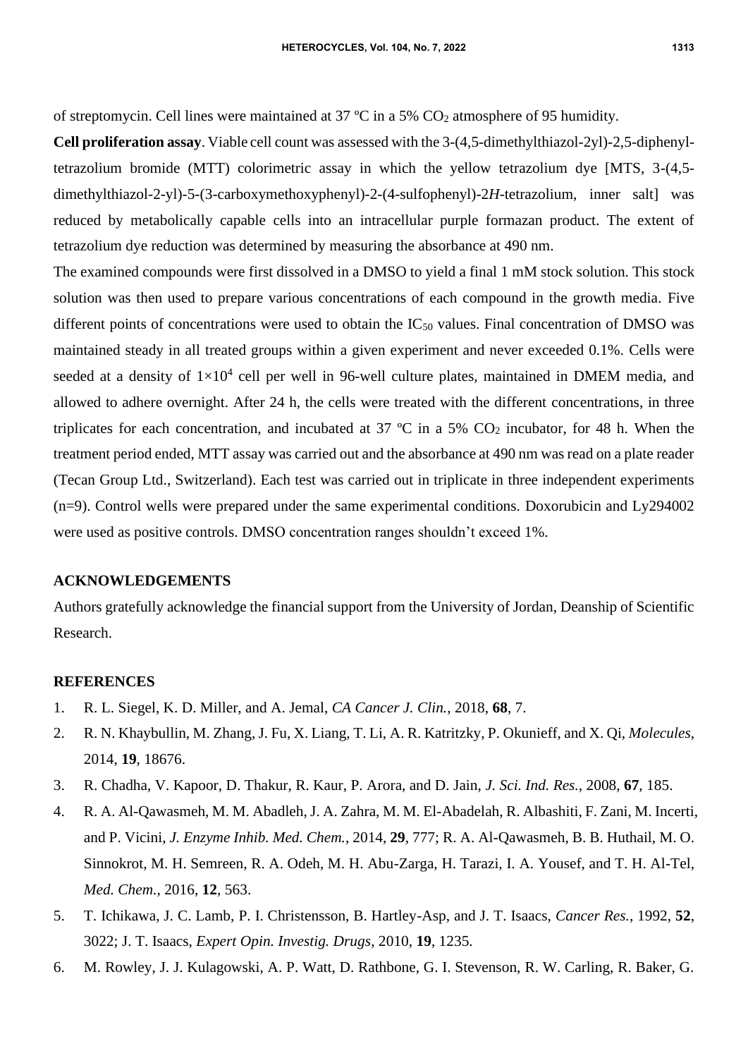of streptomycin. Cell lines were maintained at 37 ºC in a 5% $CO_2$ atmosphere of 95 humidity.

**Cell proliferation assay**. Viable cell count was assessed with the 3-(4,5-dimethylthiazol-2yl)-2,5-diphenyl-tetrazolium bromide (MTT) colorimetric assay in which the yellow tetrazolium dye [MTS, 3-(4,5-dimethylthiazol-2-yl)-5-(3-carboxymethoxyphenyl)-2-(4-sulfophenyl)-2*H*-tetrazolium, inner salt] was reduced by metabolically capable cells into an intracellular purple formazan product. The extent of tetrazolium dye reduction was determined by measuring the absorbance at 490 nm.

The examined compounds were first dissolved in a DMSO to yield a final 1 mM stock solution. This stock solution was then used to prepare various concentrations of each compound in the growth media. Five different points of concentrations were used to obtain the $IC_{50}$ values. Final concentration of DMSO was maintained steady in all treated groups within a given experiment and never exceeded 0.1%. Cells were seeded at a density of $1\times10^4$ cell per well in 96-well culture plates, maintained in DMEM media, and allowed to adhere overnight. After 24 h, the cells were treated with the different concentrations, in three triplicates for each concentration, and incubated at 37 ºC in a 5% $CO_2$ incubator, for 48 h. When the treatment period ended, MTT assay was carried out and the absorbance at 490 nm was read on a plate reader (Tecan Group Ltd., Switzerland). Each test was carried out in triplicate in three independent experiments (n=9). Control wells were prepared under the same experimental conditions. Doxorubicin and Ly294002 were used as positive controls. DMSO concentration ranges shouldn't exceed 1%.

## ACKNOWLEDGEMENTS

Authors gratefully acknowledge the financial support from the University of Jordan, Deanship of Scientific Research.

## REFERENCES

1. R. L. Siegel, K. D. Miller, and A. Jemal, *CA Cancer J. Clin.*, 2018, **68**, 7.
2. R. N. Khaybullin, M. Zhang, J. Fu, X. Liang, T. Li, A. R. Katritzky, P. Okunieff, and X. Qi, *Molecules*, 2014, **19**, 18676.
3. R. Chadha, V. Kapoor, D. Thakur, R. Kaur, P. Arora, and D. Jain, *J. Sci. Ind. Res.*, 2008, **67**, 185.
4. R. A. Al-Qawasmeh, M. M. Abadleh, J. A. Zahra, M. M. El-Abadelah, R. Albashiti, F. Zani, M. Incerti, and P. Vicini, *J. Enzyme Inhib. Med. Chem.*, 2014, **29**, 777; R. A. Al-Qawasmeh, B. B. Huthail, M. O. Sinnokrot, M. H. Semreen, R. A. Odeh, M. H. Abu-Zarga, H. Tarazi, I. A. Yousef, and T. H. Al-Tel, *Med. Chem.*, 2016, **12**, 563.
5. T. Ichikawa, J. C. Lamb, P. I. Christensson, B. Hartley-Asp, and J. T. Isaacs, *Cancer Res.*, 1992, **52**, 3022; J. T. Isaacs, *Expert Opin. Investig. Drugs*, 2010, **19**, 1235.
6. M. Rowley, J. J. Kulagowski, A. P. Watt, D. Rathbone, G. I. Stevenson, R. W. Carling, R. Baker, G.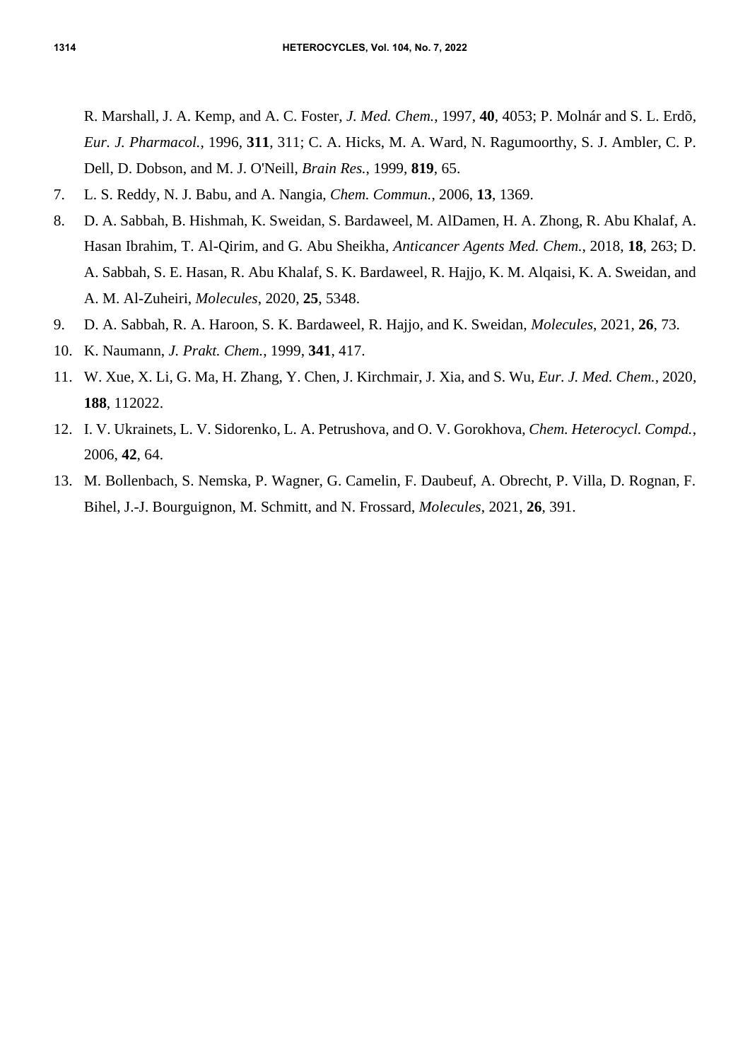R. Marshall, J. A. Kemp, and A. C. Foster, *J. Med. Chem.*, 1997, **40**, 4053; P. Molnár and S. L. Erdõ, *Eur. J. Pharmacol.*, 1996, **311**, 311; C. A. Hicks, M. A. Ward, N. Ragumoorthy, S. J. Ambler, C. P. Dell, D. Dobson, and M. J. O'Neill, *Brain Res.*, 1999, **819**, 65.

7. L. S. Reddy, N. J. Babu, and A. Nangia, *Chem. Commun.*, 2006, **13**, 1369.
8. D. A. Sabbah, B. Hishmah, K. Sweidan, S. Bardaweel, M. AlDamen, H. A. Zhong, R. Abu Khalaf, A. Hasan Ibrahim, T. Al-Qirim, and G. Abu Sheikha, *Anticancer Agents Med. Chem.*, 2018, **18**, 263; D. A. Sabbah, S. E. Hasan, R. Abu Khalaf, S. K. Bardaweel, R. Hajjo, K. M. Alqaisi, K. A. Sweidan, and A. M. Al-Zuheiri, *Molecules*, 2020, **25**, 5348.
9. D. A. Sabbah, R. A. Haroon, S. K. Bardaweel, R. Hajjo, and K. Sweidan, *Molecules*, 2021, **26**, 73.
10. K. Naumann, *J. Prakt. Chem.*, 1999, **341**, 417.
11. W. Xue, X. Li, G. Ma, H. Zhang, Y. Chen, J. Kirchmair, J. Xia, and S. Wu, *Eur. J. Med. Chem.*, 2020, **188**, 112022.
12. I. V. Ukrainets, L. V. Sidorenko, L. A. Petrushova, and O. V. Gorokhova, *Chem. Heterocycl. Compd.*, 2006, **42**, 64.
13. M. Bollenbach, S. Nemska, P. Wagner, G. Camelin, F. Daubeuf, A. Obrecht, P. Villa, D. Rognan, F. Bihel, J.-J. Bourguignon, M. Schmitt, and N. Frossard, *Molecules*, 2021, **26**, 391.